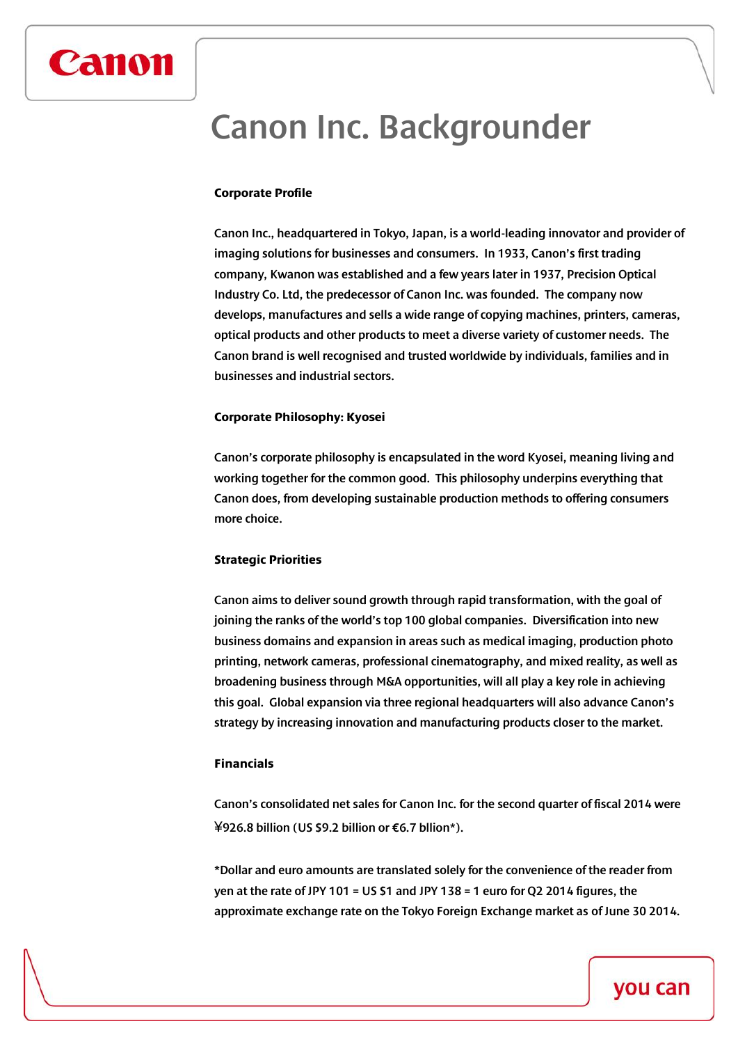# Canon Inc. Backgrounder

## Corporate Profile

Canon Inc., headquartered in Tokyo, Japan, is a world-leading innovator and provider of imaging solutions for businesses and consumers. In 1933, Canon's first trading company, Kwanon was established and a few years later in 1937, Precision Optical Industry Co. Ltd, the predecessor of Canon Inc. was founded. The company now develops, manufactures and sells a wide range of copying machines, printers, cameras, optical products and other products to meet a diverse variety of customer needs. The Canon brand is well recognised and trusted worldwide by individuals, families and in businesses and industrial sectors.

## Corporate Philosophy: Kyosei

Canon's corporate philosophy is encapsulated in the word Kyosei, meaning living and working together for the common good. This philosophy underpins everything that Canon does, from developing sustainable production methods to offering consumers more choice.

## Strategic Priorities

Canon aims to deliver sound growth through rapid transformation, with the goal of joining the ranks of the world's top 100 global companies. Diversification into new business domains and expansion in areas such as medical imaging, production photo printing, network cameras, professional cinematography, and mixed reality, as well as broadening business through M&A opportunities, will all play a key role in achieving this goal. Global expansion via three regional headquarters will also advance Canon's strategy by increasing innovation and manufacturing products closer to the market.

## Financials

Canon's consolidated net sales for Canon Inc. for the second quarter of fiscal 2014 were ¥926.8 billion (US $9.2 billion or €6.7 bllion*).

*Dollar and euro amounts are translated solely for the convenience of the reader from yen at the rate of JPY 101 = US $1 and JPY 138 = 1 euro for Q2 2014 figures, the approximate exchange rate on the Tokyo Foreign Exchange market as of June 30 2014.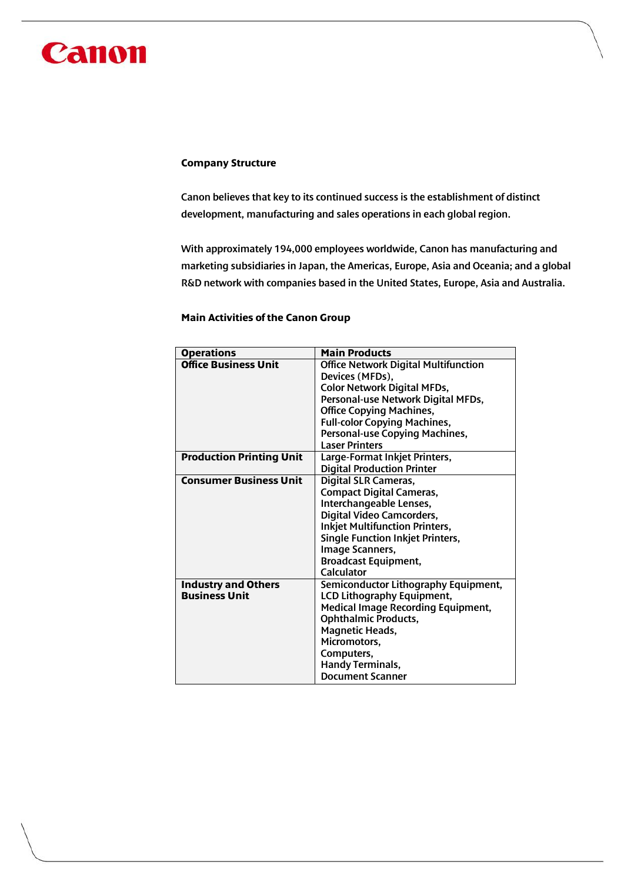**Company Structure**

Canon believes that key to its continued success is the establishment of distinct development, manufacturing and sales operations in each global region.

With approximately 194,000 employees worldwide, Canon has manufacturing and marketing subsidiaries in Japan, the Americas, Europe, Asia and Oceania; and a global R&D network with companies based in the United States, Europe, Asia and Australia.

**Main Activities of the Canon Group**

| Operations | Main Products |
|---|---|
| **Office Business Unit** | Office Network Digital Multifunction Devices (MFDs), Color Network Digital MFDs, Personal-use Network Digital MFDs, Office Copying Machines, Full-color Copying Machines, Personal-use Copying Machines, Laser Printers |
| **Production Printing Unit** | Large-Format Inkjet Printers, Digital Production Printer |
| **Consumer Business Unit** | Digital SLR Cameras, Compact Digital Cameras, Interchangeable Lenses, Digital Video Camcorders, Inkjet Multifunction Printers, Single Function Inkjet Printers, Image Scanners, Broadcast Equipment, Calculator |
| **Industry and Others Business Unit** | Semiconductor Lithography Equipment, LCD Lithography Equipment, Medical Image Recording Equipment, Ophthalmic Products, Magnetic Heads, Micromotors, Computers, Handy Terminals, Document Scanner |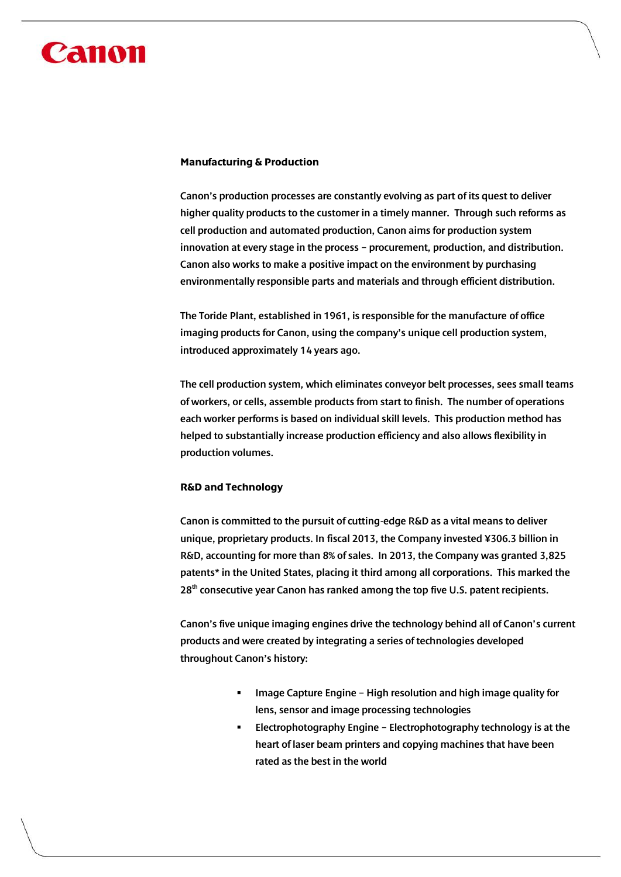**Manufacturing & Production**

Canon's production processes are constantly evolving as part of its quest to deliver higher quality products to the customer in a timely manner. Through such reforms as cell production and automated production, Canon aims for production system innovation at every stage in the process – procurement, production, and distribution. Canon also works to make a positive impact on the environment by purchasing environmentally responsible parts and materials and through efficient distribution.

The Toride Plant, established in 1961, is responsible for the manufacture of office imaging products for Canon, using the company's unique cell production system, introduced approximately 14 years ago.

The cell production system, which eliminates conveyor belt processes, sees small teams of workers, or cells, assemble products from start to finish. The number of operations each worker performs is based on individual skill levels. This production method has helped to substantially increase production efficiency and also allows flexibility in production volumes.

**R&D and Technology**

Canon is committed to the pursuit of cutting-edge R&D as a vital means to deliver unique, proprietary products. In fiscal 2013, the Company invested ¥306.3 billion in R&D, accounting for more than 8% of sales. In 2013, the Company was granted 3,825 patents* in the United States, placing it third among all corporations. This marked the 28th consecutive year Canon has ranked among the top five U.S. patent recipients.

Canon's five unique imaging engines drive the technology behind all of Canon's current products and were created by integrating a series of technologies developed throughout Canon's history:

- Image Capture Engine – High resolution and high image quality for lens, sensor and image processing technologies
- Electrophotography Engine – Electrophotography technology is at the heart of laser beam printers and copying machines that have been rated as the best in the world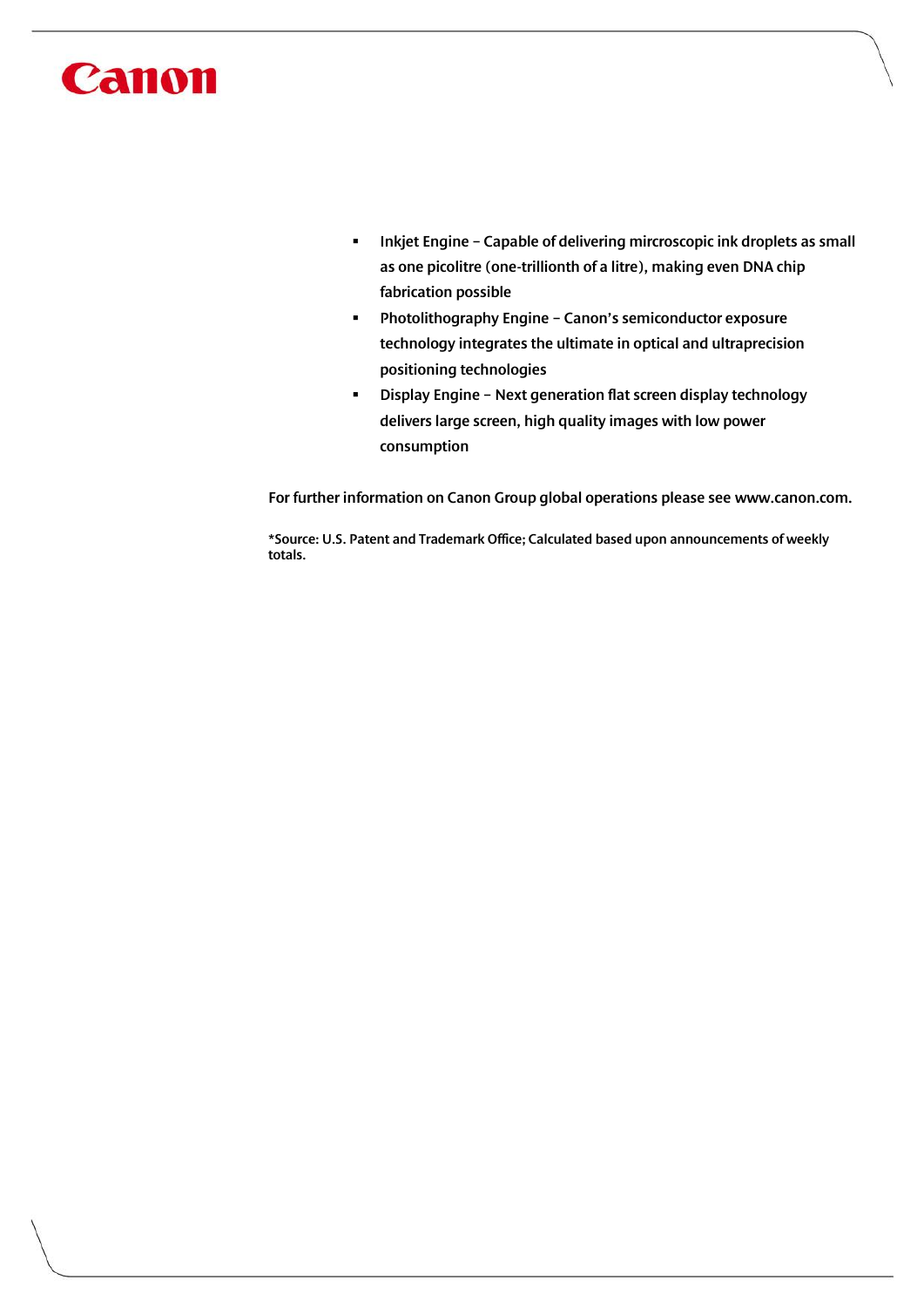- Inkjet Engine – Capable of delivering mircroscopic ink droplets as small as one picolitre (one-trillionth of a litre), making even DNA chip fabrication possible
- Photolithography Engine – Canon's semiconductor exposure technology integrates the ultimate in optical and ultraprecision positioning technologies
- Display Engine – Next generation flat screen display technology delivers large screen, high quality images with low power consumption

For further information on Canon Group global operations please see www.canon.com.

*Source: U.S. Patent and Trademark Office; Calculated based upon announcements of weekly totals.